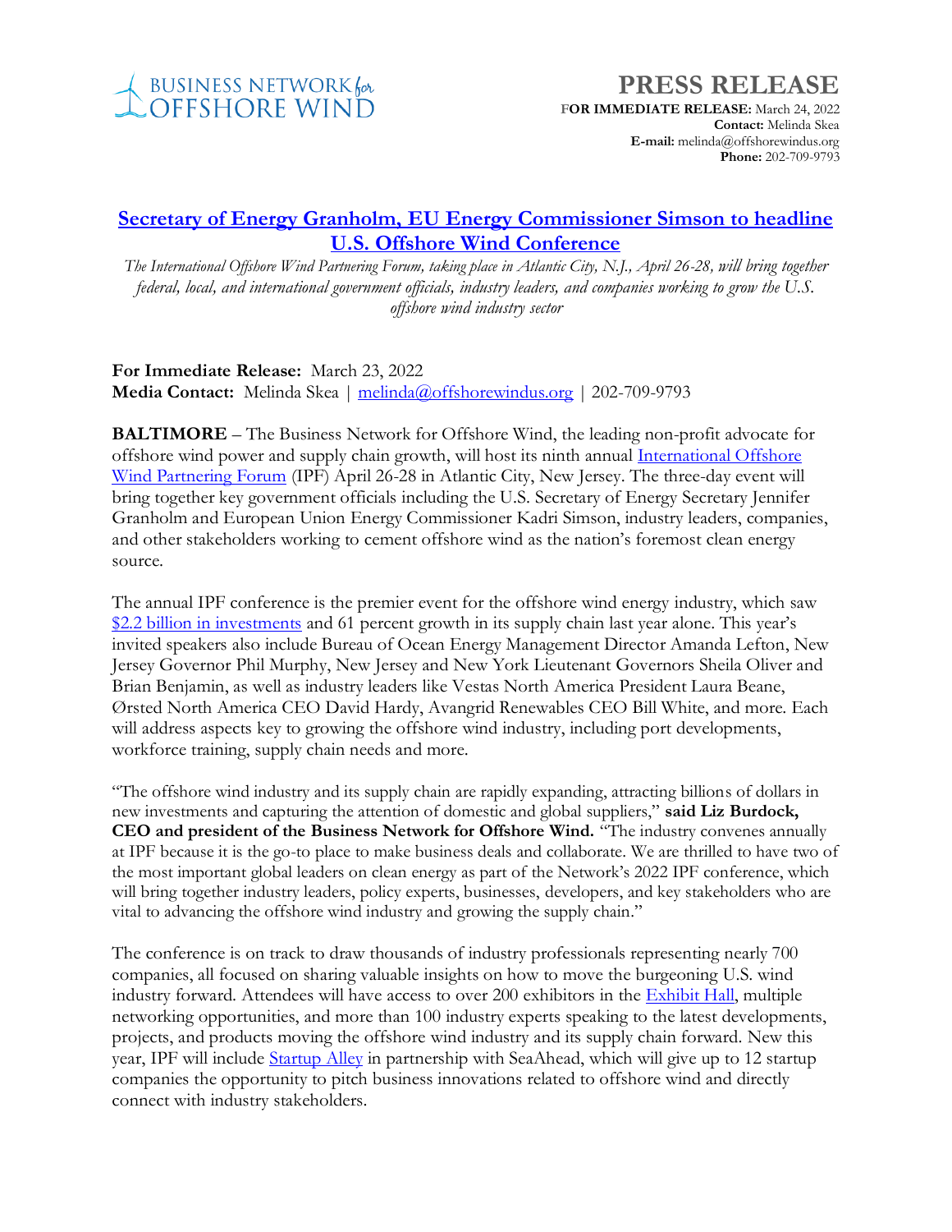BUSINESS NETWORK for OFFSHORE WIND

# PRESS RELEASE

**FOR IMMEDIATE RELEASE:** March 24, 2022
**Contact:** Melinda Skea
**E-mail:** melinda@offshorewindus.org
**Phone:** 202-709-9793

## Secretary of Energy Granholm, EU Energy Commissioner Simson to headline U.S. Offshore Wind Conference

*The International Offshore Wind Partnering Forum, taking place in Atlantic City, N.J., April 26-28, will bring together federal, local, and international government officials, industry leaders, and companies working to grow the U.S. offshore wind industry sector*

**For Immediate Release:** March 23, 2022
**Media Contact:** Melinda Skea | melinda@offshorewindus.org | 202-709-9793

**BALTIMORE** – The Business Network for Offshore Wind, the leading non-profit advocate for offshore wind power and supply chain growth, will host its ninth annual International Offshore Wind Partnering Forum (IPF) April 26-28 in Atlantic City, New Jersey. The three-day event will bring together key government officials including the U.S. Secretary of Energy Secretary Jennifer Granholm and European Union Energy Commissioner Kadri Simson, industry leaders, companies, and other stakeholders working to cement offshore wind as the nation's foremost clean energy source.

The annual IPF conference is the premier event for the offshore wind energy industry, which saw $2.2 billion in investments and 61 percent growth in its supply chain last year alone. This year's invited speakers also include Bureau of Ocean Energy Management Director Amanda Lefton, New Jersey Governor Phil Murphy, New Jersey and New York Lieutenant Governors Sheila Oliver and Brian Benjamin, as well as industry leaders like Vestas North America President Laura Beane, Ørsted North America CEO David Hardy, Avangrid Renewables CEO Bill White, and more. Each will address aspects key to growing the offshore wind industry, including port developments, workforce training, supply chain needs and more.

"The offshore wind industry and its supply chain are rapidly expanding, attracting billions of dollars in new investments and capturing the attention of domestic and global suppliers," **said Liz Burdock, CEO and president of the Business Network for Offshore Wind.** "The industry convenes annually at IPF because it is the go-to place to make business deals and collaborate. We are thrilled to have two of the most important global leaders on clean energy as part of the Network's 2022 IPF conference, which will bring together industry leaders, policy experts, businesses, developers, and key stakeholders who are vital to advancing the offshore wind industry and growing the supply chain."

The conference is on track to draw thousands of industry professionals representing nearly 700 companies, all focused on sharing valuable insights on how to move the burgeoning U.S. wind industry forward. Attendees will have access to over 200 exhibitors in the Exhibit Hall, multiple networking opportunities, and more than 100 industry experts speaking to the latest developments, projects, and products moving the offshore wind industry and its supply chain forward. New this year, IPF will include Startup Alley in partnership with SeaAhead, which will give up to 12 startup companies the opportunity to pitch business innovations related to offshore wind and directly connect with industry stakeholders.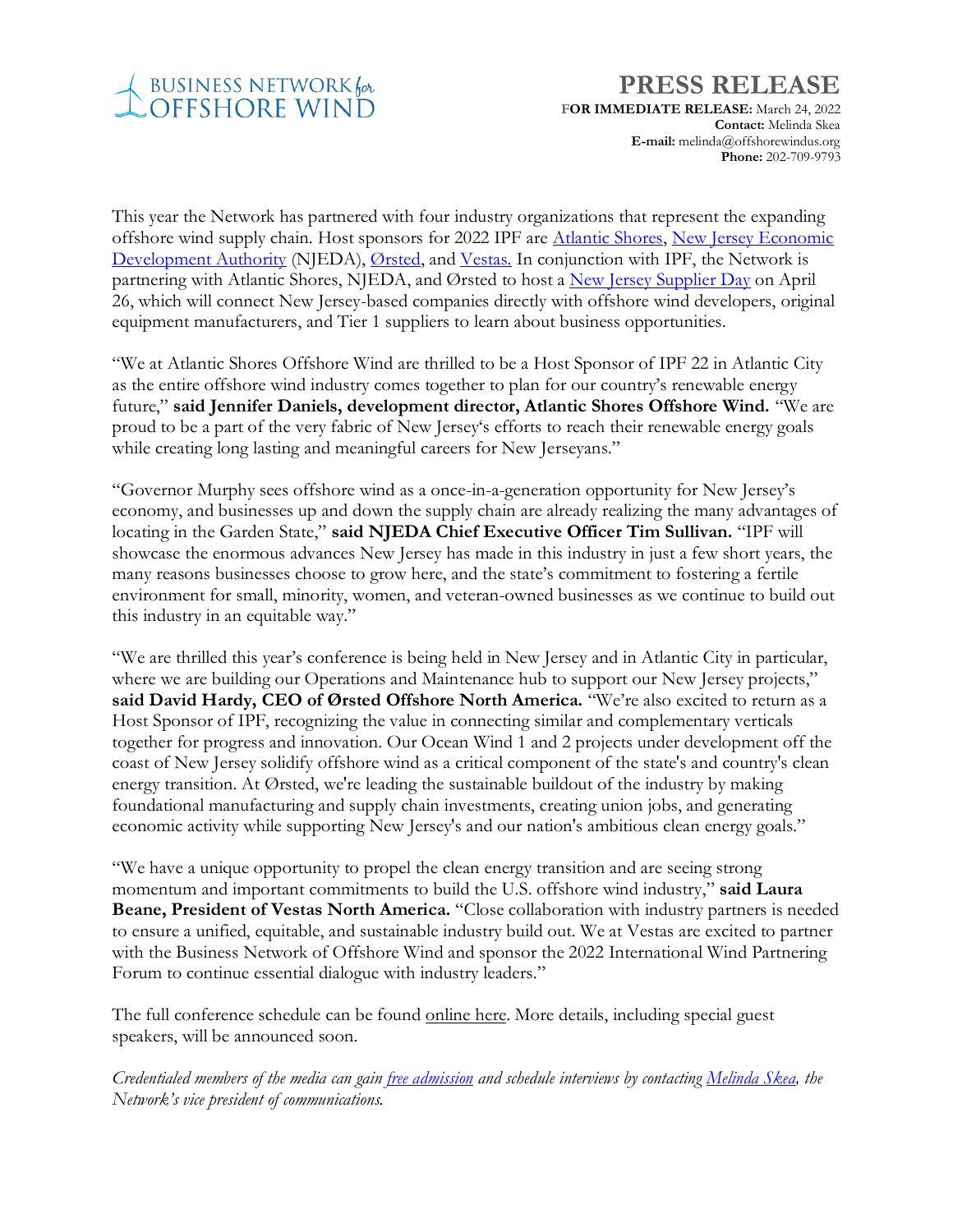This year the Network has partnered with four industry organizations that represent the expanding offshore wind supply chain. Host sponsors for 2022 IPF are Atlantic Shores, New Jersey Economic Development Authority (NJEDA), Ørsted, and Vestas. In conjunction with IPF, the Network is partnering with Atlantic Shores, NJEDA, and Ørsted to host a New Jersey Supplier Day on April 26, which will connect New Jersey-based companies directly with offshore wind developers, original equipment manufacturers, and Tier 1 suppliers to learn about business opportunities.

"We at Atlantic Shores Offshore Wind are thrilled to be a Host Sponsor of IPF 22 in Atlantic City as the entire offshore wind industry comes together to plan for our country's renewable energy future," **said Jennifer Daniels, development director, Atlantic Shores Offshore Wind.** "We are proud to be a part of the very fabric of New Jersey's efforts to reach their renewable energy goals while creating long lasting and meaningful careers for New Jerseyans."

"Governor Murphy sees offshore wind as a once-in-a-generation opportunity for New Jersey's economy, and businesses up and down the supply chain are already realizing the many advantages of locating in the Garden State," **said NJEDA Chief Executive Officer Tim Sullivan.** "IPF will showcase the enormous advances New Jersey has made in this industry in just a few short years, the many reasons businesses choose to grow here, and the state's commitment to fostering a fertile environment for small, minority, women, and veteran-owned businesses as we continue to build out this industry in an equitable way."

"We are thrilled this year's conference is being held in New Jersey and in Atlantic City in particular, where we are building our Operations and Maintenance hub to support our New Jersey projects," **said David Hardy, CEO of Ørsted Offshore North America.** "We're also excited to return as a Host Sponsor of IPF, recognizing the value in connecting similar and complementary verticals together for progress and innovation. Our Ocean Wind 1 and 2 projects under development off the coast of New Jersey solidify offshore wind as a critical component of the state's and country's clean energy transition. At Ørsted, we're leading the sustainable buildout of the industry by making foundational manufacturing and supply chain investments, creating union jobs, and generating economic activity while supporting New Jersey's and our nation's ambitious clean energy goals."

"We have a unique opportunity to propel the clean energy transition and are seeing strong momentum and important commitments to build the U.S. offshore wind industry," **said Laura Beane, President of Vestas North America.** "Close collaboration with industry partners is needed to ensure a unified, equitable, and sustainable industry build out. We at Vestas are excited to partner with the Business Network of Offshore Wind and sponsor the 2022 International Wind Partnering Forum to continue essential dialogue with industry leaders."

The full conference schedule can be found online here. More details, including special guest speakers, will be announced soon.

*Credentialed members of the media can gain free admission and schedule interviews by contacting Melinda Skea, the Network's vice president of communications.*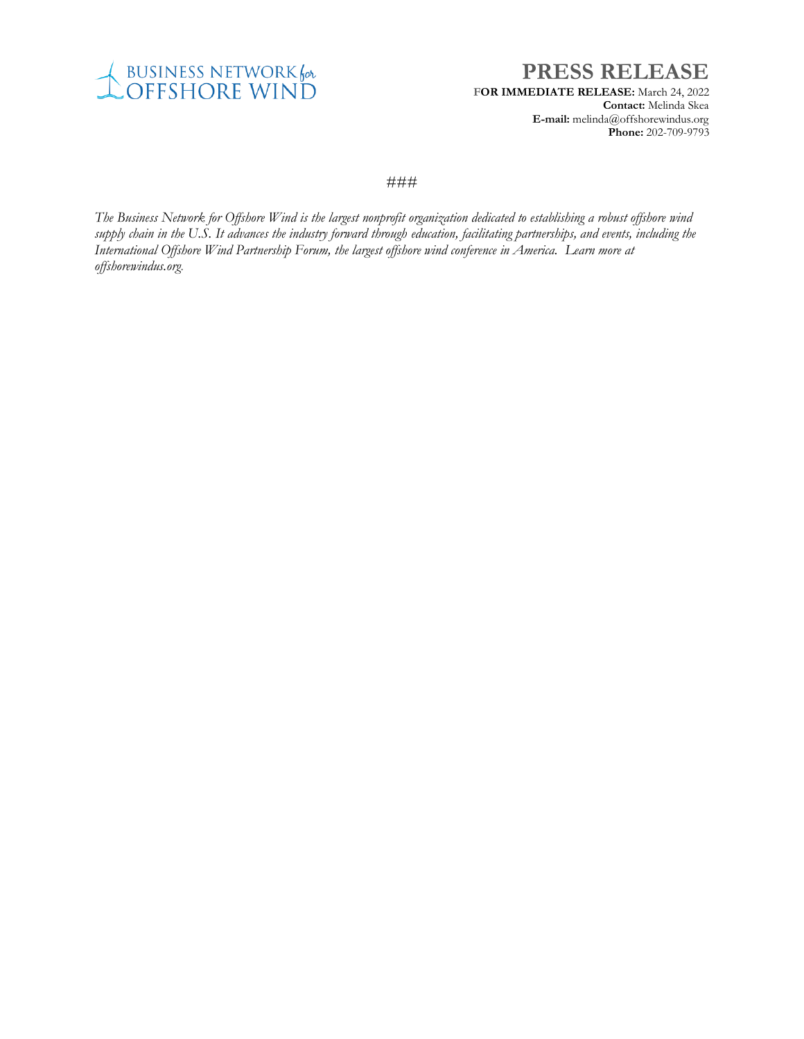# PRESS RELEASE

**FOR IMMEDIATE RELEASE:** March 24, 2022
**Contact:** Melinda Skea
**E-mail:** melinda@offshorewindus.org
**Phone:** 202-709-9793

###

*The Business Network for Offshore Wind is the largest nonprofit organization dedicated to establishing a robust offshore wind supply chain in the U.S. It advances the industry forward through education, facilitating partnerships, and events, including the International Offshore Wind Partnership Forum, the largest offshore wind conference in America. Learn more at offshorewindus.org.*